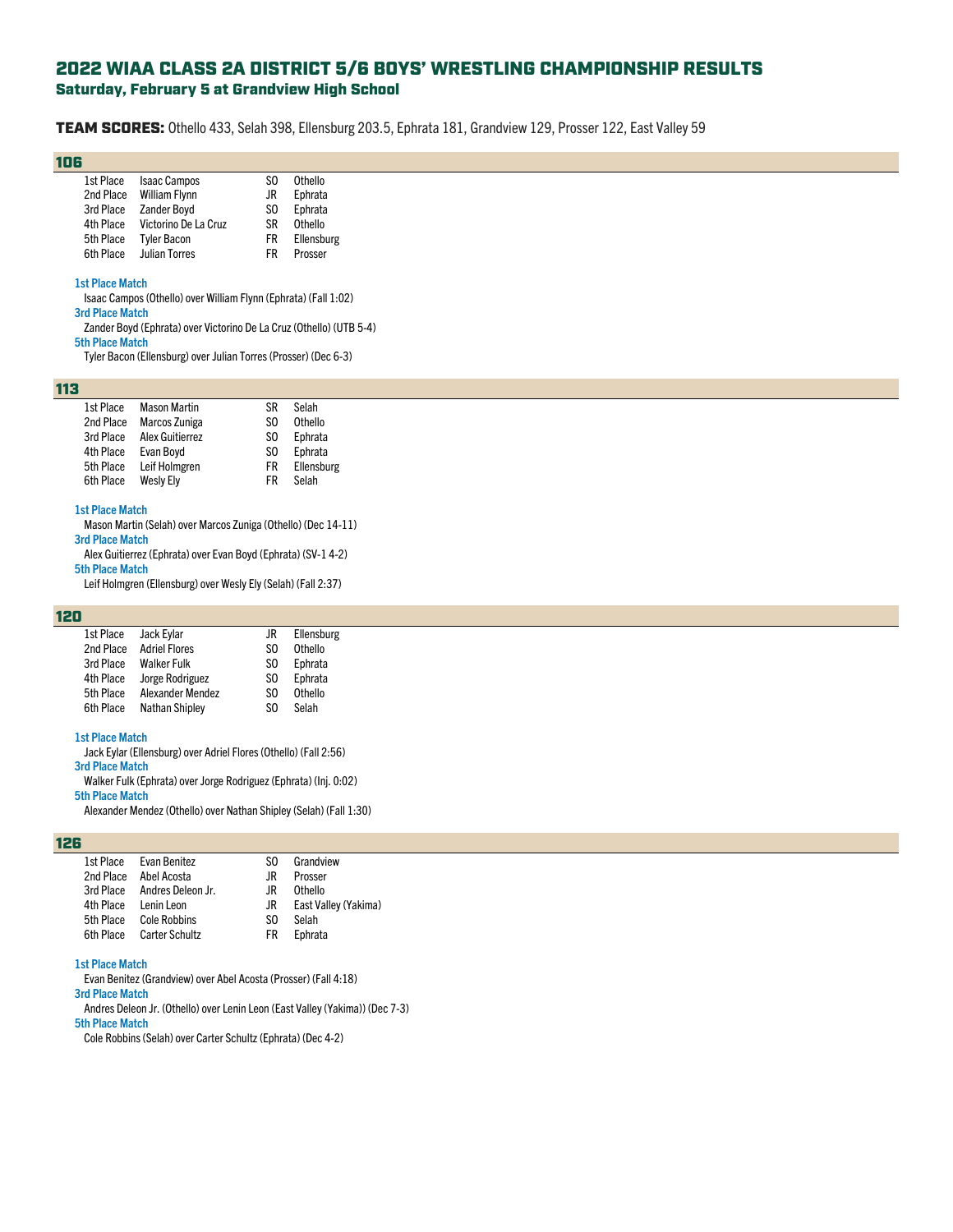# 2022 WIAA CLASS 2A DISTRICT 5/6 BOYS' WRESTLING CHAMPIONSHIP RESULTS

## Saturday, February 5 at Grandview High School

**TEAM SCORES:** Othello 433, Selah 398, Ellensburg 203.5, Ephrata 181, Grandview 129, Prosser 122, East Valley 59

### 106

| Place | Name | Year | School |
|---|---|---|---|
| 1st Place | Isaac Campos | SO | Othello |
| 2nd Place | William Flynn | JR | Ephrata |
| 3rd Place | Zander Boyd | SO | Ephrata |
| 4th Place | Victorino De La Cruz | SR | Othello |
| 5th Place | Tyler Bacon | FR | Ellensburg |
| 6th Place | Julian Torres | FR | Prosser |

**1st Place Match**
Isaac Campos (Othello) over William Flynn (Ephrata) (Fall 1:02)
**3rd Place Match**
Zander Boyd (Ephrata) over Victorino De La Cruz (Othello) (UTB 5-4)
**5th Place Match**
Tyler Bacon (Ellensburg) over Julian Torres (Prosser) (Dec 6-3)

### 113

| Place | Name | Year | School |
|---|---|---|---|
| 1st Place | Mason Martin | SR | Selah |
| 2nd Place | Marcos Zuniga | SO | Othello |
| 3rd Place | Alex Guitierrez | SO | Ephrata |
| 4th Place | Evan Boyd | SO | Ephrata |
| 5th Place | Leif Holmgren | FR | Ellensburg |
| 6th Place | Wesly Ely | FR | Selah |

**1st Place Match**
Mason Martin (Selah) over Marcos Zuniga (Othello) (Dec 14-11)
**3rd Place Match**
Alex Guitierrez (Ephrata) over Evan Boyd (Ephrata) (SV-1 4-2)
**5th Place Match**
Leif Holmgren (Ellensburg) over Wesly Ely (Selah) (Fall 2:37)

### 120

| Place | Name | Year | School |
|---|---|---|---|
| 1st Place | Jack Eylar | JR | Ellensburg |
| 2nd Place | Adriel Flores | SO | Othello |
| 3rd Place | Walker Fulk | SO | Ephrata |
| 4th Place | Jorge Rodriguez | SO | Ephrata |
| 5th Place | Alexander Mendez | SO | Othello |
| 6th Place | Nathan Shipley | SO | Selah |

**1st Place Match**
Jack Eylar (Ellensburg) over Adriel Flores (Othello) (Fall 2:56)
**3rd Place Match**
Walker Fulk (Ephrata) over Jorge Rodriguez (Ephrata) (Inj. 0:02)
**5th Place Match**
Alexander Mendez (Othello) over Nathan Shipley (Selah) (Fall 1:30)

### 126

| Place | Name | Year | School |
|---|---|---|---|
| 1st Place | Evan Benitez | SO | Grandview |
| 2nd Place | Abel Acosta | JR | Prosser |
| 3rd Place | Andres Deleon Jr. | JR | Othello |
| 4th Place | Lenin Leon | JR | East Valley (Yakima) |
| 5th Place | Cole Robbins | SO | Selah |
| 6th Place | Carter Schultz | FR | Ephrata |

**1st Place Match**
Evan Benitez (Grandview) over Abel Acosta (Prosser) (Fall 4:18)
**3rd Place Match**
Andres Deleon Jr. (Othello) over Lenin Leon (East Valley (Yakima)) (Dec 7-3)
**5th Place Match**
Cole Robbins (Selah) over Carter Schultz (Ephrata) (Dec 4-2)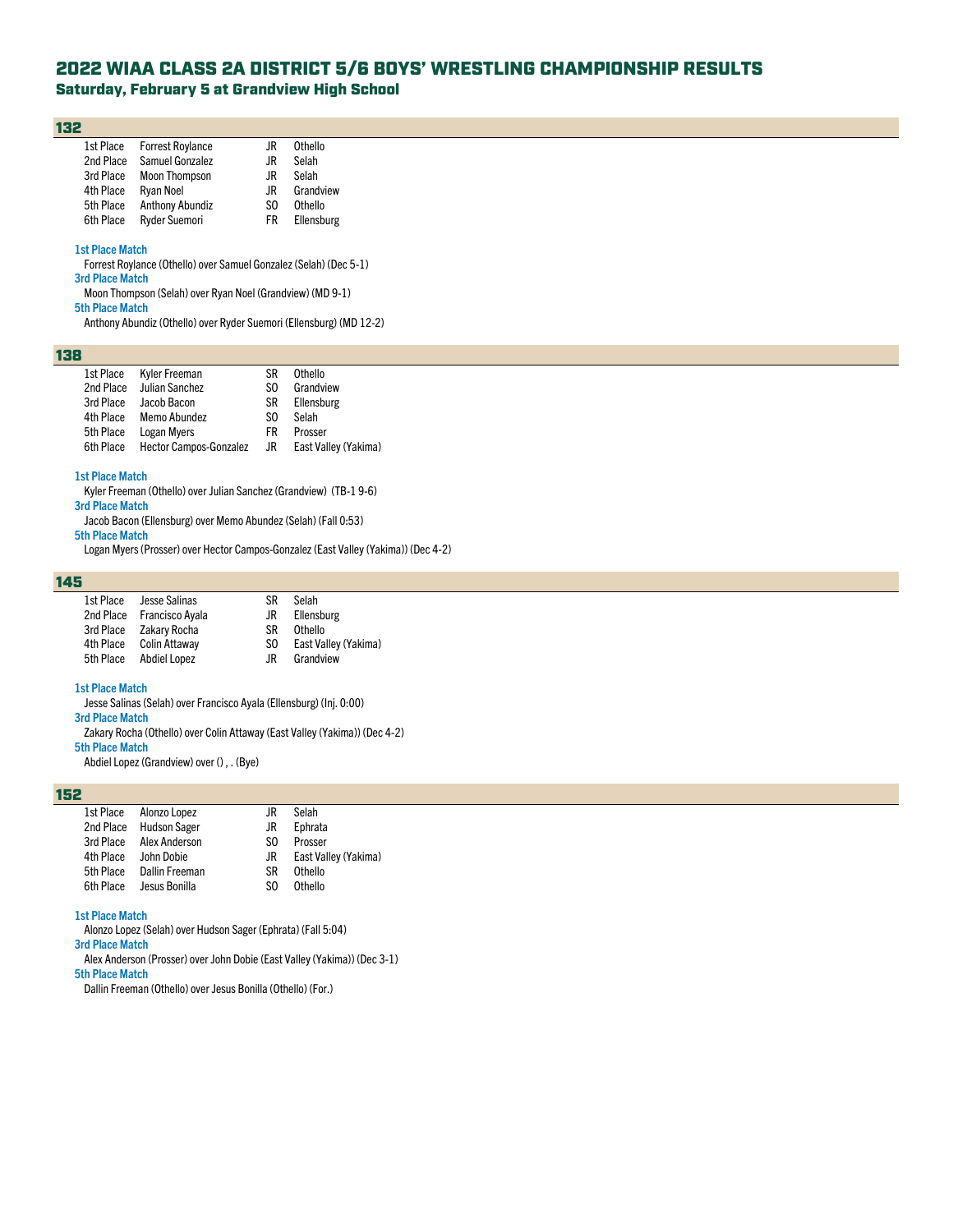# 2022 WIAA CLASS 2A DISTRICT 5/6 BOYS' WRESTLING CHAMPIONSHIP RESULTS

## Saturday, February 5 at Grandview High School

### 132

| Place | Name | Grade | School |
|---|---|---|---|
| 1st Place | Forrest Roylance | JR | Othello |
| 2nd Place | Samuel Gonzalez | JR | Selah |
| 3rd Place | Moon Thompson | JR | Selah |
| 4th Place | Ryan Noel | JR | Grandview |
| 5th Place | Anthony Abundiz | SO | Othello |
| 6th Place | Ryder Suemori | FR | Ellensburg |

**1st Place Match**
Forrest Roylance (Othello) over Samuel Gonzalez (Selah) (Dec 5-1)
**3rd Place Match**
Moon Thompson (Selah) over Ryan Noel (Grandview) (MD 9-1)
**5th Place Match**
Anthony Abundiz (Othello) over Ryder Suemori (Ellensburg) (MD 12-2)

### 138

| Place | Name | Grade | School |
|---|---|---|---|
| 1st Place | Kyler Freeman | SR | Othello |
| 2nd Place | Julian Sanchez | SO | Grandview |
| 3rd Place | Jacob Bacon | SR | Ellensburg |
| 4th Place | Memo Abundez | SO | Selah |
| 5th Place | Logan Myers | FR | Prosser |
| 6th Place | Hector Campos-Gonzalez | JR | East Valley (Yakima) |

**1st Place Match**
Kyler Freeman (Othello) over Julian Sanchez (Grandview) (TB-1 9-6)
**3rd Place Match**
Jacob Bacon (Ellensburg) over Memo Abundez (Selah) (Fall 0:53)
**5th Place Match**
Logan Myers (Prosser) over Hector Campos-Gonzalez (East Valley (Yakima)) (Dec 4-2)

### 145

| Place | Name | Grade | School |
|---|---|---|---|
| 1st Place | Jesse Salinas | SR | Selah |
| 2nd Place | Francisco Ayala | JR | Ellensburg |
| 3rd Place | Zakary Rocha | SR | Othello |
| 4th Place | Colin Attaway | SO | East Valley (Yakima) |
| 5th Place | Abdiel Lopez | JR | Grandview |

**1st Place Match**
Jesse Salinas (Selah) over Francisco Ayala (Ellensburg) (Inj. 0:00)
**3rd Place Match**
Zakary Rocha (Othello) over Colin Attaway (East Valley (Yakima)) (Dec 4-2)
**5th Place Match**
Abdiel Lopez (Grandview) over () , . (Bye)

### 152

| Place | Name | Grade | School |
|---|---|---|---|
| 1st Place | Alonzo Lopez | JR | Selah |
| 2nd Place | Hudson Sager | JR | Ephrata |
| 3rd Place | Alex Anderson | SO | Prosser |
| 4th Place | John Dobie | JR | East Valley (Yakima) |
| 5th Place | Dallin Freeman | SR | Othello |
| 6th Place | Jesus Bonilla | SO | Othello |

**1st Place Match**
Alonzo Lopez (Selah) over Hudson Sager (Ephrata) (Fall 5:04)
**3rd Place Match**
Alex Anderson (Prosser) over John Dobie (East Valley (Yakima)) (Dec 3-1)
**5th Place Match**
Dallin Freeman (Othello) over Jesus Bonilla (Othello) (For.)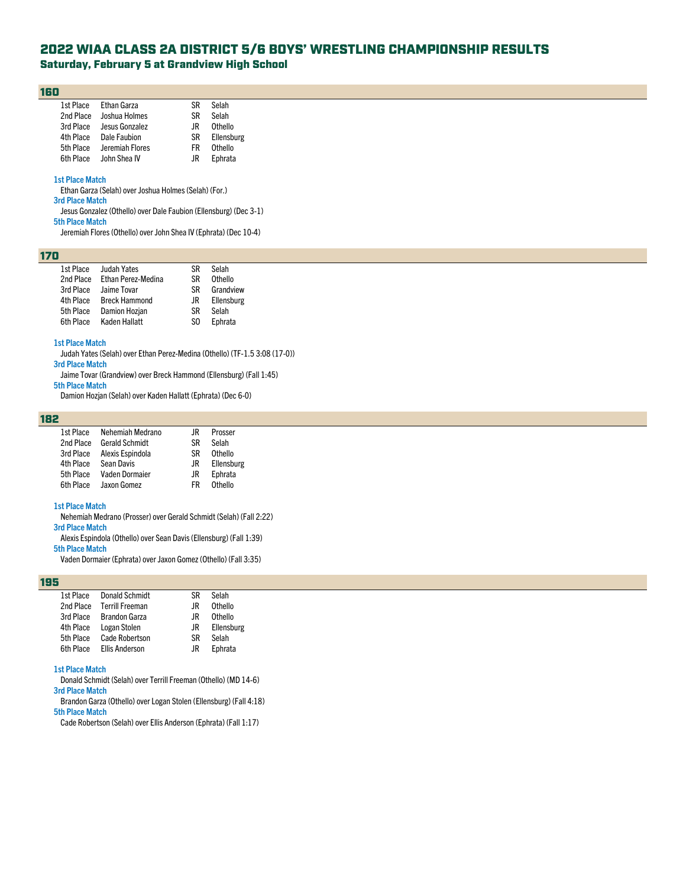# 2022 WIAA CLASS 2A DISTRICT 5/6 BOYS' WRESTLING CHAMPIONSHIP RESULTS

## Saturday, February 5 at Grandview High School

### 160

| Place | Name | Grade | School |
|---|---|---|---|
| 1st Place | Ethan Garza | SR | Selah |
| 2nd Place | Joshua Holmes | SR | Selah |
| 3rd Place | Jesus Gonzalez | JR | Othello |
| 4th Place | Dale Faubion | SR | Ellensburg |
| 5th Place | Jeremiah Flores | FR | Othello |
| 6th Place | John Shea IV | JR | Ephrata |

**1st Place Match**
Ethan Garza (Selah) over Joshua Holmes (Selah) (For.)

**3rd Place Match**
Jesus Gonzalez (Othello) over Dale Faubion (Ellensburg) (Dec 3-1)

**5th Place Match**
Jeremiah Flores (Othello) over John Shea IV (Ephrata) (Dec 10-4)

### 170

| Place | Name | Grade | School |
|---|---|---|---|
| 1st Place | Judah Yates | SR | Selah |
| 2nd Place | Ethan Perez-Medina | SR | Othello |
| 3rd Place | Jaime Tovar | SR | Grandview |
| 4th Place | Breck Hammond | JR | Ellensburg |
| 5th Place | Damion Hozjan | SR | Selah |
| 6th Place | Kaden Hallatt | SO | Ephrata |

**1st Place Match**
Judah Yates (Selah) over Ethan Perez-Medina (Othello) (TF-1.5 3:08 (17-0))

**3rd Place Match**
Jaime Tovar (Grandview) over Breck Hammond (Ellensburg) (Fall 1:45)

**5th Place Match**
Damion Hozjan (Selah) over Kaden Hallatt (Ephrata) (Dec 6-0)

### 182

| Place | Name | Grade | School |
|---|---|---|---|
| 1st Place | Nehemiah Medrano | JR | Prosser |
| 2nd Place | Gerald Schmidt | SR | Selah |
| 3rd Place | Alexis Espindola | SR | Othello |
| 4th Place | Sean Davis | JR | Ellensburg |
| 5th Place | Vaden Dormaier | JR | Ephrata |
| 6th Place | Jaxon Gomez | FR | Othello |

**1st Place Match**
Nehemiah Medrano (Prosser) over Gerald Schmidt (Selah) (Fall 2:22)

**3rd Place Match**
Alexis Espindola (Othello) over Sean Davis (Ellensburg) (Fall 1:39)

**5th Place Match**
Vaden Dormaier (Ephrata) over Jaxon Gomez (Othello) (Fall 3:35)

### 195

| Place | Name | Grade | School |
|---|---|---|---|
| 1st Place | Donald Schmidt | SR | Selah |
| 2nd Place | Terrill Freeman | JR | Othello |
| 3rd Place | Brandon Garza | JR | Othello |
| 4th Place | Logan Stolen | JR | Ellensburg |
| 5th Place | Cade Robertson | SR | Selah |
| 6th Place | Ellis Anderson | JR | Ephrata |

**1st Place Match**
Donald Schmidt (Selah) over Terrill Freeman (Othello) (MD 14-6)

**3rd Place Match**
Brandon Garza (Othello) over Logan Stolen (Ellensburg) (Fall 4:18)

**5th Place Match**
Cade Robertson (Selah) over Ellis Anderson (Ephrata) (Fall 1:17)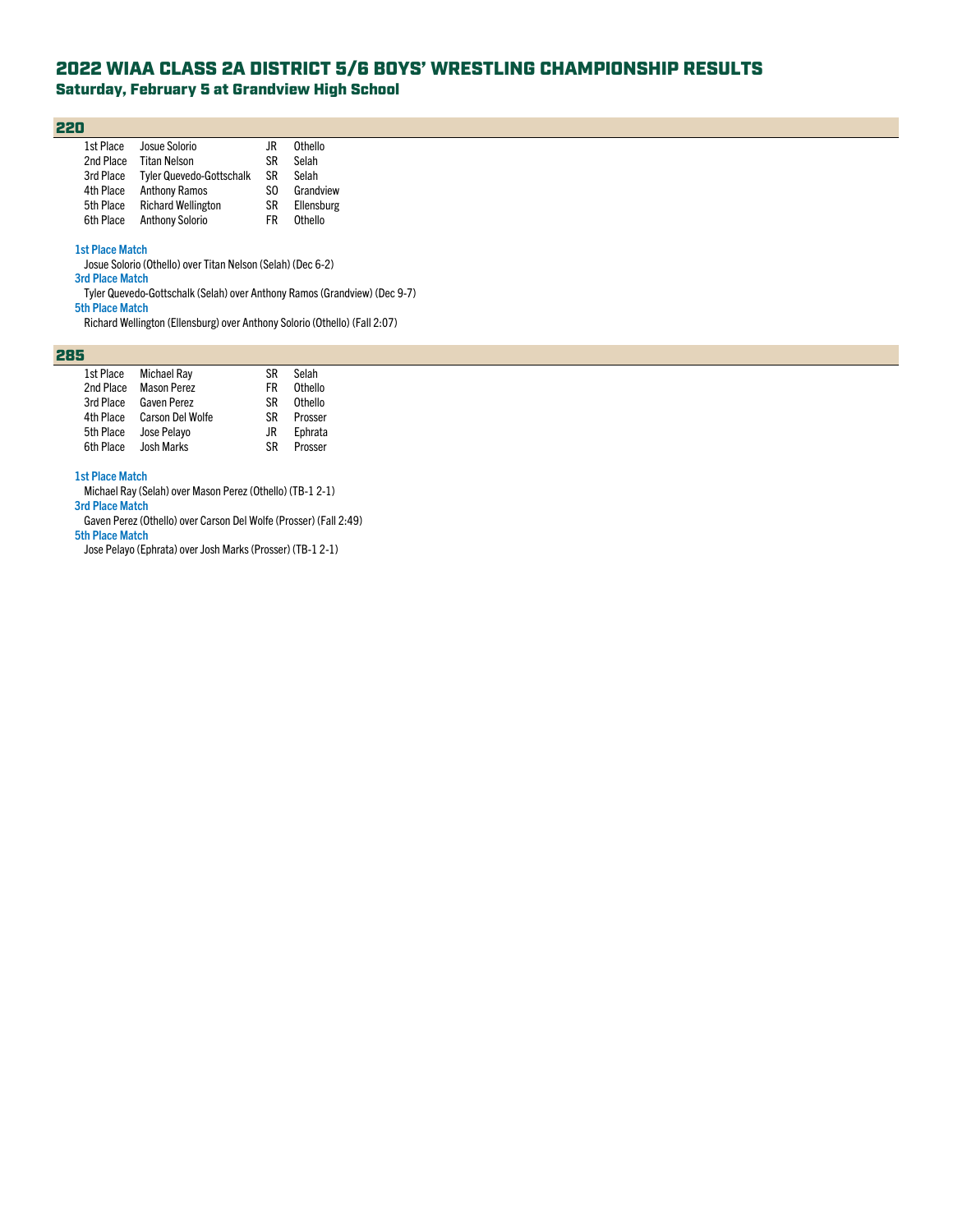# 2022 WIAA CLASS 2A DISTRICT 5/6 BOYS' WRESTLING CHAMPIONSHIP RESULTS

## Saturday, February 5 at Grandview High School

### 220

| | | | |
|---|---|---|---|
| 1st Place | Josue Solorio | JR | Othello |
| 2nd Place | Titan Nelson | SR | Selah |
| 3rd Place | Tyler Quevedo-Gottschalk | SR | Selah |
| 4th Place | Anthony Ramos | SO | Grandview |
| 5th Place | Richard Wellington | SR | Ellensburg |
| 6th Place | Anthony Solorio | FR | Othello |

**1st Place Match**

Josue Solorio (Othello) over Titan Nelson (Selah) (Dec 6-2)

**3rd Place Match**

Tyler Quevedo-Gottschalk (Selah) over Anthony Ramos (Grandview) (Dec 9-7)

**5th Place Match**

Richard Wellington (Ellensburg) over Anthony Solorio (Othello) (Fall 2:07)

### 285

| | | | |
|---|---|---|---|
| 1st Place | Michael Ray | SR | Selah |
| 2nd Place | Mason Perez | FR | Othello |
| 3rd Place | Gaven Perez | SR | Othello |
| 4th Place | Carson Del Wolfe | SR | Prosser |
| 5th Place | Jose Pelayo | JR | Ephrata |
| 6th Place | Josh Marks | SR | Prosser |

**1st Place Match**

Michael Ray (Selah) over Mason Perez (Othello) (TB-1 2-1)

**3rd Place Match**

Gaven Perez (Othello) over Carson Del Wolfe (Prosser) (Fall 2:49)

**5th Place Match**

Jose Pelayo (Ephrata) over Josh Marks (Prosser) (TB-1 2-1)